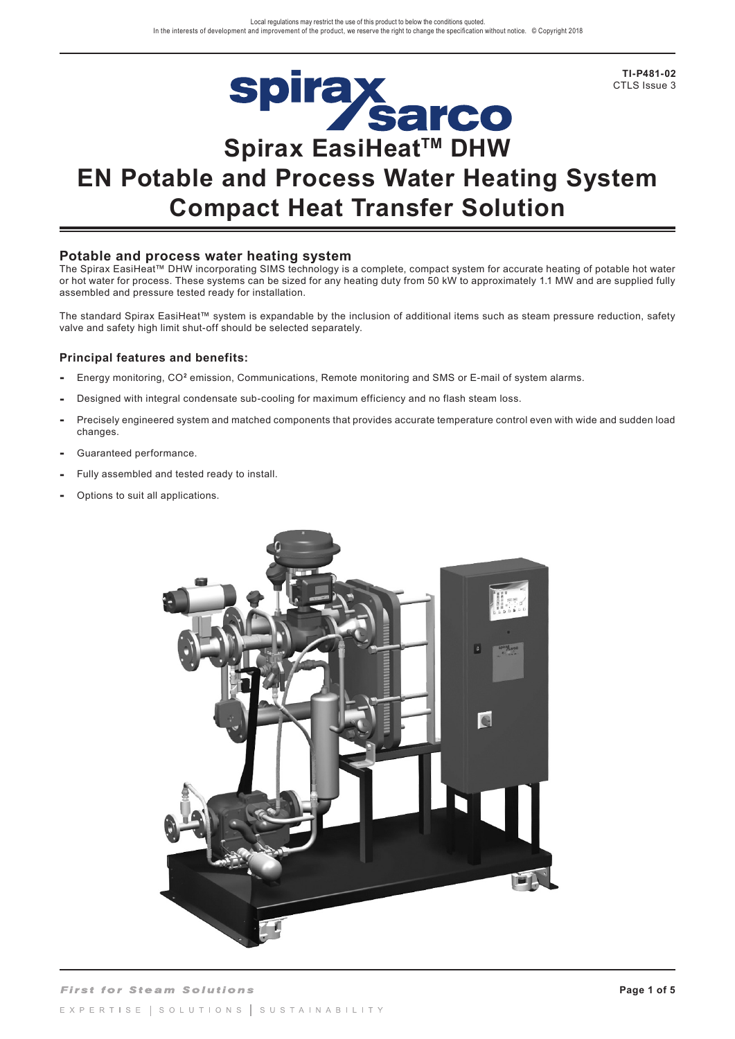Local regulations may restrict the use of this product to below the conditions quoted.
In the interests of development and improvement of the product, we reserve the right to change the specification without notice. © Copyright 2018

**TI-P481-02**
CTLS Issue 3

# Spirax EasiHeat™ DHW
# EN Potable and Process Water Heating System
# Compact Heat Transfer Solution

## Potable and process water heating system

The Spirax EasiHeat™ DHW incorporating SIMS technology is a complete, compact system for accurate heating of potable hot water or hot water for process. These systems can be sized for any heating duty from 50 kW to approximately 1.1 MW and are supplied fully assembled and pressure tested ready for installation.

The standard Spirax EasiHeat™ system is expandable by the inclusion of additional items such as steam pressure reduction, safety valve and safety high limit shut-off should be selected separately.

### Principal features and benefits:

- Energy monitoring, $CO^2$ emission, Communications, Remote monitoring and SMS or E-mail of system alarms.
- Designed with integral condensate sub-cooling for maximum efficiency and no flash steam loss.
- Precisely engineered system and matched components that provides accurate temperature control even with wide and sudden load changes.
- Guaranteed performance.
- Fully assembled and tested ready to install.
- Options to suit all applications.

*First for Steam Solutions*

EXPERTISE | SOLUTIONS | SUSTAINABILITY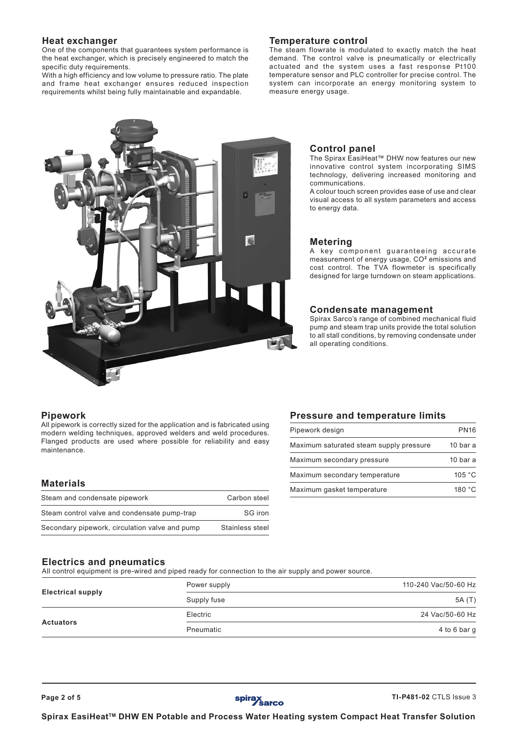## Heat exchanger

One of the components that guarantees system performance is the heat exchanger, which is precisely engineered to match the specific duty requirements.

With a high efficiency and low volume to pressure ratio. The plate and frame heat exchanger ensures reduced inspection requirements whilst being fully maintainable and expandable.

## Temperature control

The steam flowrate is modulated to exactly match the heat demand. The control valve is pneumatically or electrically actuated and the system uses a fast response Pt100 temperature sensor and PLC controller for precise control. The system can incorporate an energy monitoring system to measure energy usage.

## Control panel

The Spirax EasiHeat™ DHW now features our new innovative control system incorporating SIMS technology, delivering increased monitoring and communications.

A colour touch screen provides ease of use and clear visual access to all system parameters and access to energy data.

## Metering

A key component guaranteeing accurate measurement of energy usage, $CO^2$ emissions and cost control. The TVA flowmeter is specifically designed for large turndown on steam applications.

## Condensate management

Spirax Sarco's range of combined mechanical fluid pump and steam trap units provide the total solution to all stall conditions, by removing condensate under all operating conditions.

## Pipework

All pipework is correctly sized for the application and is fabricated using modern welding techniques, approved welders and weld procedures. Flanged products are used where possible for reliability and easy maintenance.

## Materials

| | |
|---|---|
| Steam and condensate pipework | Carbon steel |
| Steam control valve and condensate pump-trap | SG iron |
| Secondary pipework, circulation valve and pump | Stainless steel |

## Pressure and temperature limits

| | |
|---|---|
| Pipework design | PN16 |
| Maximum saturated steam supply pressure | 10 bar a |
| Maximum secondary pressure | 10 bar a |
| Maximum secondary temperature | 105 °C |
| Maximum gasket temperature | 180 °C |

## Electrics and pneumatics

All control equipment is pre-wired and piped ready for connection to the air supply and power source.

| | | |
|---|---|---|
| **Electrical supply** | Power supply | 110-240 Vac/50-60 Hz |
| | Supply fuse | 5A (T) |
| **Actuators** | Electric | 24 Vac/50-60 Hz |
| | Pneumatic | 4 to 6 bar g |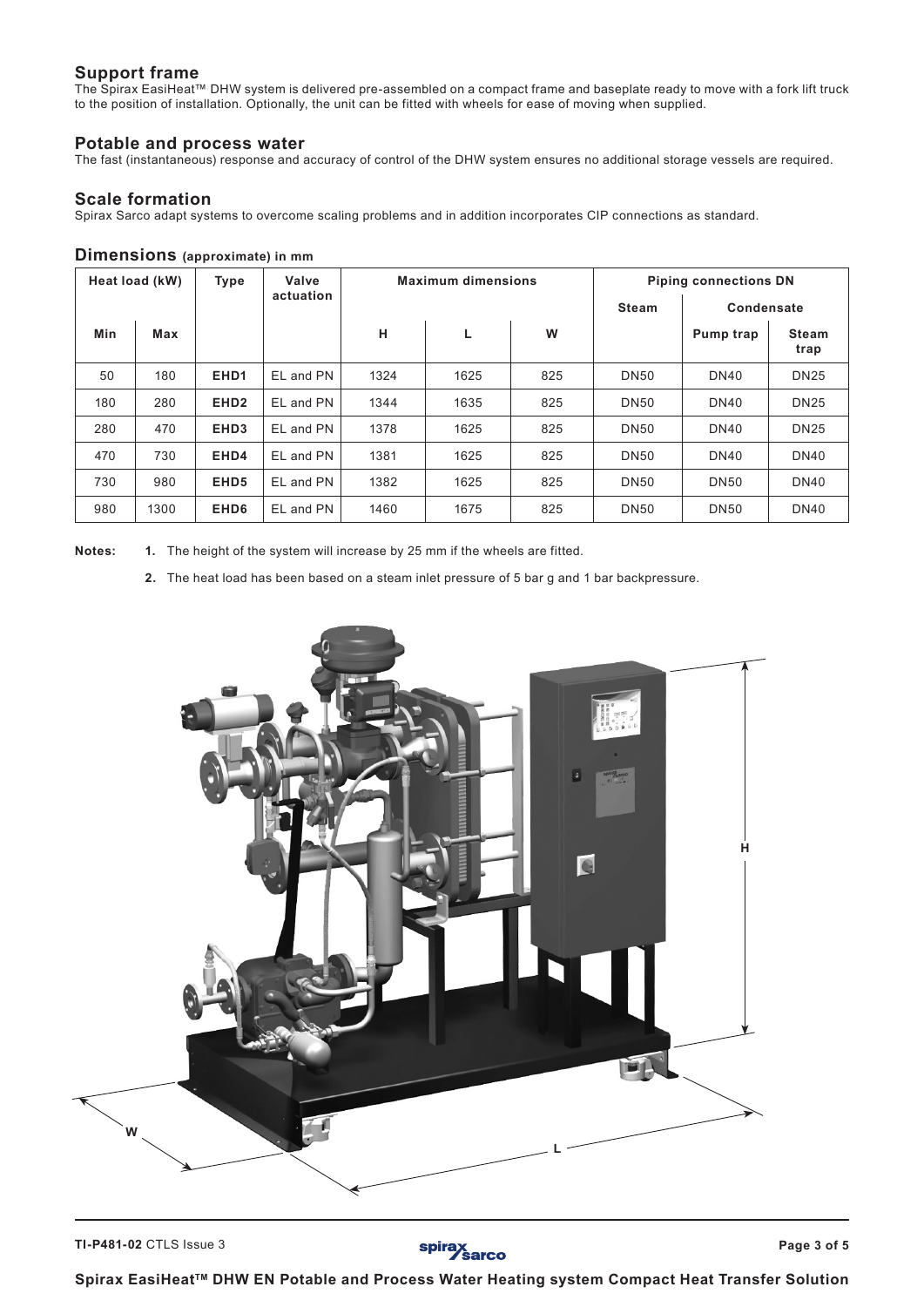## Support frame

The Spirax EasiHeat™ DHW system is delivered pre-assembled on a compact frame and baseplate ready to move with a fork lift truck to the position of installation. Optionally, the unit can be fitted with wheels for ease of moving when supplied.

## Potable and process water

The fast (instantaneous) response and accuracy of control of the DHW system ensures no additional storage vessels are required.

## Scale formation

Spirax Sarco adapt systems to overcome scaling problems and in addition incorporates CIP connections as standard.

## Dimensions (approximate) in mm

| Heat load (kW) | | Type | Valve actuation | Maximum dimensions | | | Piping connections DN | | |
|---|---|---|---|---|---|---|---|---|---|
| | | | | | | | Steam | Condensate | |
| Min | Max | | | H | L | W | | Pump trap | Steam trap |
| 50 | 180 | **EHD1** | EL and PN | 1324 | 1625 | 825 | DN50 | DN40 | DN25 |
| 180 | 280 | **EHD2** | EL and PN | 1344 | 1635 | 825 | DN50 | DN40 | DN25 |
| 280 | 470 | **EHD3** | EL and PN | 1378 | 1625 | 825 | DN50 | DN40 | DN25 |
| 470 | 730 | **EHD4** | EL and PN | 1381 | 1625 | 825 | DN50 | DN40 | DN40 |
| 730 | 980 | **EHD5** | EL and PN | 1382 | 1625 | 825 | DN50 | DN50 | DN40 |
| 980 | 1300 | **EHD6** | EL and PN | 1460 | 1675 | 825 | DN50 | DN50 | DN40 |

**Notes:**

1. The height of the system will increase by 25 mm if the wheels are fitted.
2. The heat load has been based on a steam inlet pressure of 5 bar g and 1 bar backpressure.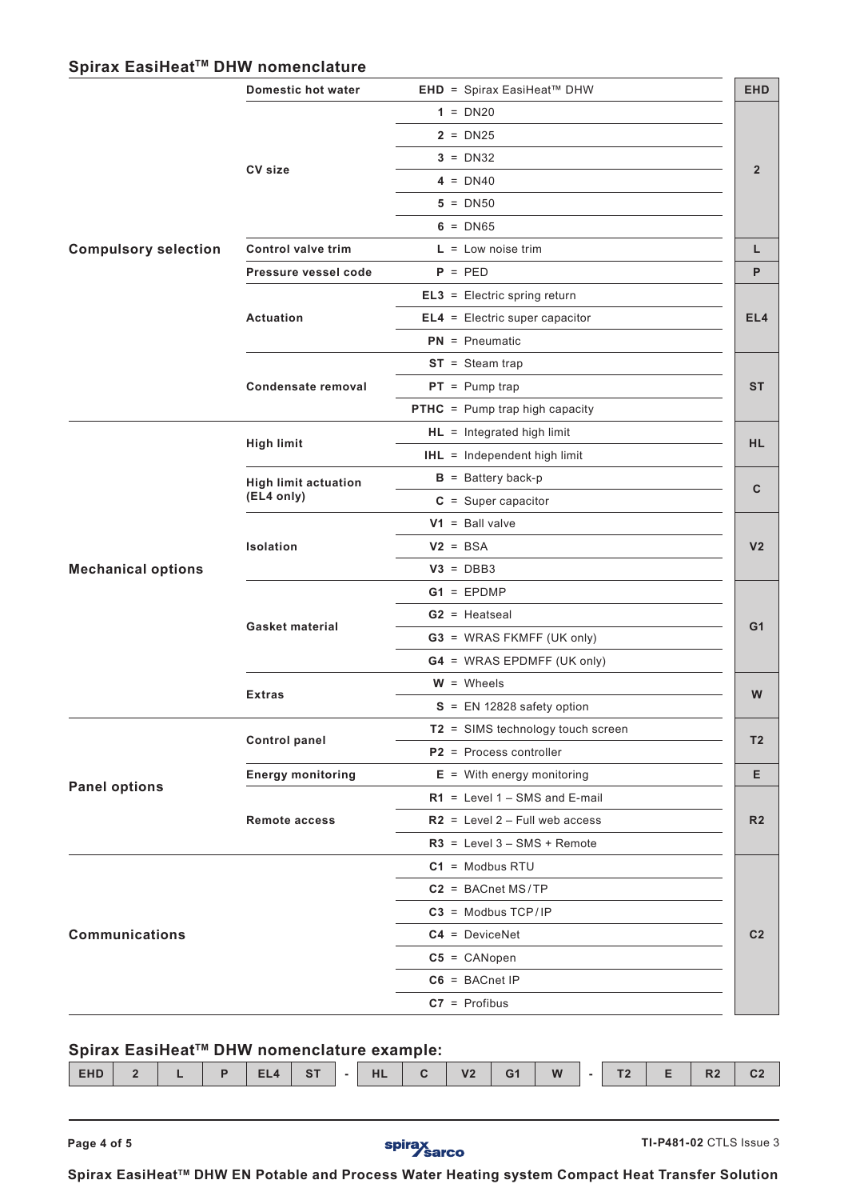## Spirax EasiHeat™ DHW nomenclature

| | | | |
|---|---|---|---|
| **Compulsory selection** | **Domestic hot water** | **EHD** = Spirax EasiHeat™ DHW | **EHD** |
| | **CV size** | **1** = DN20 | **2** |
| | | **2** = DN25 | |
| | | **3** = DN32 | |
| | | **4** = DN40 | |
| | | **5** = DN50 | |
| | | **6** = DN65 | |
| | **Control valve trim** | **L** = Low noise trim | **L** |
| | **Pressure vessel code** | **P** = PED | **P** |
| | **Actuation** | **EL3** = Electric spring return | **EL4** |
| | | **EL4** = Electric super capacitor | |
| | | **PN** = Pneumatic | |
| | **Condensate removal** | **ST** = Steam trap | **ST** |
| | | **PT** = Pump trap | |
| | | **PTHC** = Pump trap high capacity | |
| **Mechanical options** | **High limit** | **HL** = Integrated high limit | **HL** |
| | | **IHL** = Independent high limit | |
| | **High limit actuation (EL4 only)** | **B** = Battery back-p | **C** |
| | | **C** = Super capacitor | |
| | **Isolation** | **V1** = Ball valve | **V2** |
| | | **V2** = BSA | |
| | | **V3** = DBB3 | |
| | **Gasket material** | **G1** = EPDMP | **G1** |
| | | **G2** = Heatseal | |
| | | **G3** = WRAS FKMFF (UK only) | |
| | | **G4** = WRAS EPDMFF (UK only) | |
| | **Extras** | **W** = Wheels | **W** |
| | | **S** = EN 12828 safety option | |
| **Panel options** | **Control panel** | **T2** = SIMS technology touch screen | **T2** |
| | | **P2** = Process controller | |
| | **Energy monitoring** | **E** = With energy monitoring | **E** |
| | **Remote access** | **R1** = Level 1 – SMS and E-mail | **R2** |
| | | **R2** = Level 2 – Full web access | |
| | | **R3** = Level 3 – SMS + Remote | |
| **Communications** | | **C1** = Modbus RTU | **C2** |
| | | **C2** = BACnet MS/TP | |
| | | **C3** = Modbus TCP/IP | |
| | | **C4** = DeviceNet | |
| | | **C5** = CANopen | |
| | | **C6** = BACnet IP | |
| | | **C7** = Profibus | |

## Spirax EasiHeat™ DHW nomenclature example:

| EHD | 2 | L | P | EL4 | ST | - | HL | C | V2 | G1 | W | - | T2 | E | R2 | C2 |
|---|---|---|---|---|---|---|---|---|---|---|---|---|---|---|---|---|

**TI-P481-02** CTLS Issue 3

**Spirax EasiHeat™ DHW EN Potable and Process Water Heating system Compact Heat Transfer Solution**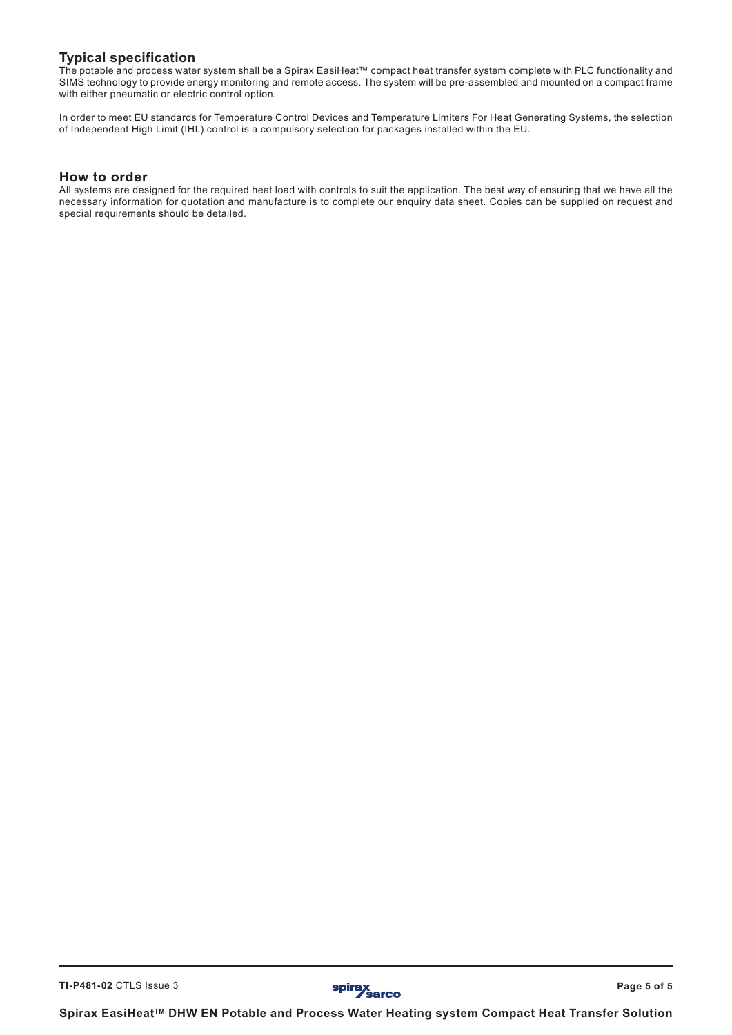## Typical specification

The potable and process water system shall be a Spirax EasiHeat™ compact heat transfer system complete with PLC functionality and SIMS technology to provide energy monitoring and remote access. The system will be pre-assembled and mounted on a compact frame with either pneumatic or electric control option.

In order to meet EU standards for Temperature Control Devices and Temperature Limiters For Heat Generating Systems, the selection of Independent High Limit (IHL) control is a compulsory selection for packages installed within the EU.

## How to order

All systems are designed for the required heat load with controls to suit the application. The best way of ensuring that we have all the necessary information for quotation and manufacture is to complete our enquiry data sheet. Copies can be supplied on request and special requirements should be detailed.